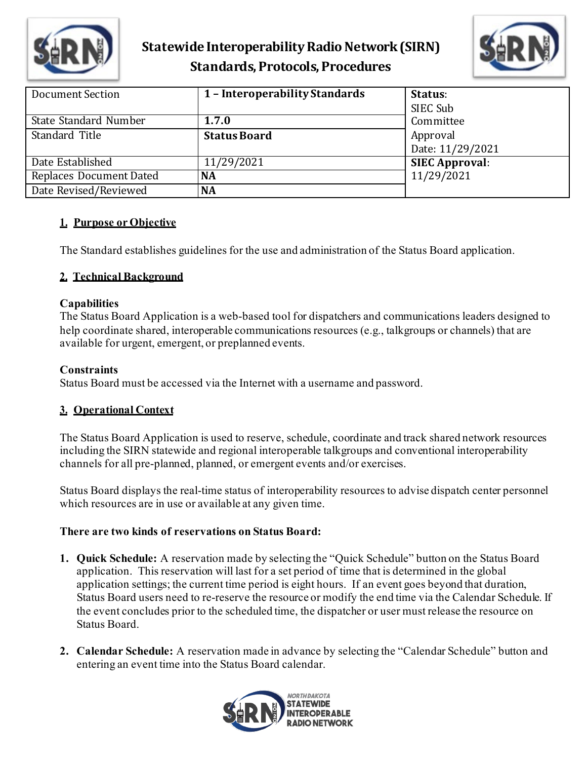# Statewide Interoperability Radio Network (SIRN) Standards, Protocols, Procedures

| Document Section | 1 – Interoperability Standards | Status: SIEC Sub Committee Approval Date: 11/29/2021 |
|---|---|---|
| State Standard Number | 1.7.0 | |
| Standard Title | Status Board | |
| Date Established | 11/29/2021 | SIEC Approval: 11/29/2021 |
| Replaces Document Dated | NA | |
| Date Revised/Reviewed | NA | |

## 1. Purpose or Objective

The Standard establishes guidelines for the use and administration of the Status Board application.

## 2. Technical Background

**Capabilities**
The Status Board Application is a web-based tool for dispatchers and communications leaders designed to help coordinate shared, interoperable communications resources (e.g., talkgroups or channels) that are available for urgent, emergent, or preplanned events.

**Constraints**
Status Board must be accessed via the Internet with a username and password.

## 3. Operational Context

The Status Board Application is used to reserve, schedule, coordinate and track shared network resources including the SIRN statewide and regional interoperable talkgroups and conventional interoperability channels for all pre-planned, planned, or emergent events and/or exercises.

Status Board displays the real-time status of interoperability resources to advise dispatch center personnel which resources are in use or available at any given time.

**There are two kinds of reservations on Status Board:**

1. **Quick Schedule:** A reservation made by selecting the "Quick Schedule" button on the Status Board application. This reservation will last for a set period of time that is determined in the global application settings; the current time period is eight hours. If an event goes beyond that duration, Status Board users need to re-reserve the resource or modify the end time via the Calendar Schedule. If the event concludes prior to the scheduled time, the dispatcher or user must release the resource on Status Board.

2. **Calendar Schedule:** A reservation made in advance by selecting the "Calendar Schedule" button and entering an event time into the Status Board calendar.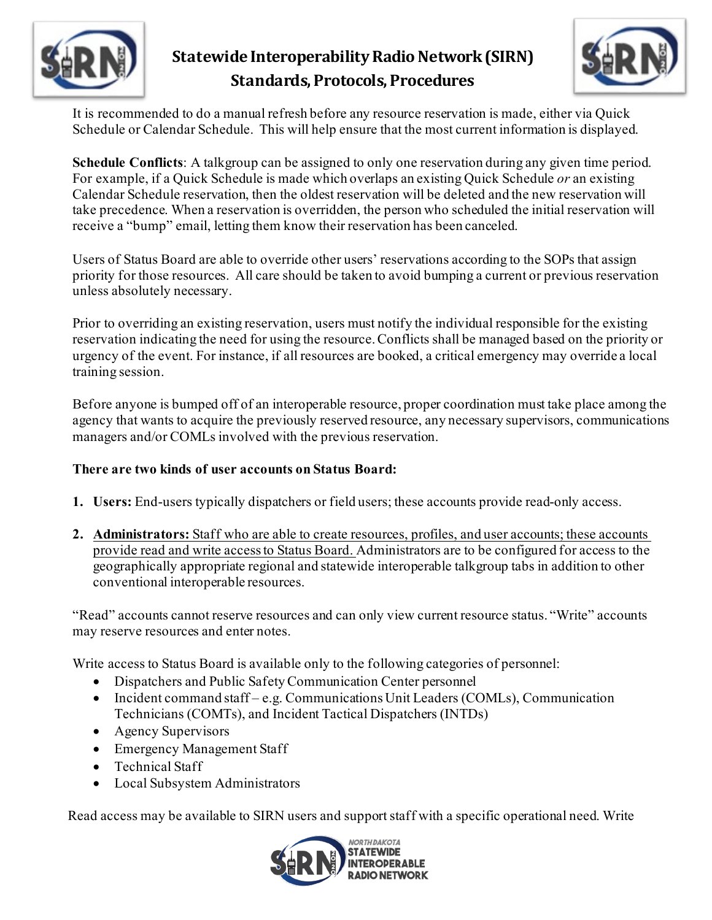It is recommended to do a manual refresh before any resource reservation is made, either via Quick Schedule or Calendar Schedule. This will help ensure that the most current information is displayed.

**Schedule Conflicts**: A talkgroup can be assigned to only one reservation during any given time period. For example, if a Quick Schedule is made which overlaps an existing Quick Schedule *or* an existing Calendar Schedule reservation, then the oldest reservation will be deleted and the new reservation will take precedence. When a reservation is overridden, the person who scheduled the initial reservation will receive a "bump" email, letting them know their reservation has been canceled.

Users of Status Board are able to override other users' reservations according to the SOPs that assign priority for those resources. All care should be taken to avoid bumping a current or previous reservation unless absolutely necessary.

Prior to overriding an existing reservation, users must notify the individual responsible for the existing reservation indicating the need for using the resource. Conflicts shall be managed based on the priority or urgency of the event. For instance, if all resources are booked, a critical emergency may override a local training session.

Before anyone is bumped off of an interoperable resource, proper coordination must take place among the agency that wants to acquire the previously reserved resource, any necessary supervisors, communications managers and/or COMLs involved with the previous reservation.

**There are two kinds of user accounts on Status Board:**

1. **Users:** End-users typically dispatchers or field users; these accounts provide read-only access.

2. **Administrators:** Staff who are able to create resources, profiles, and user accounts; these accounts provide read and write access to Status Board. Administrators are to be configured for access to the geographically appropriate regional and statewide interoperable talkgroup tabs in addition to other conventional interoperable resources.

"Read" accounts cannot reserve resources and can only view current resource status. "Write" accounts may reserve resources and enter notes.

Write access to Status Board is available only to the following categories of personnel:

- Dispatchers and Public Safety Communication Center personnel
- Incident command staff – e.g. Communications Unit Leaders (COMLs), Communication Technicians (COMTs), and Incident Tactical Dispatchers (INTDs)
- Agency Supervisors
- Emergency Management Staff
- Technical Staff
- Local Subsystem Administrators

Read access may be available to SIRN users and support staff with a specific operational need. Write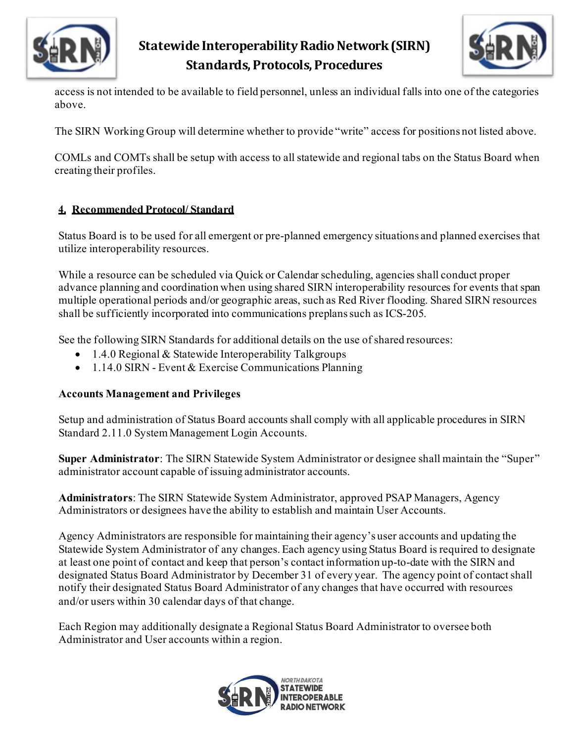access is not intended to be available to field personnel, unless an individual falls into one of the categories above.

The SIRN Working Group will determine whether to provide "write" access for positions not listed above.

COMLs and COMTs shall be setup with access to all statewide and regional tabs on the Status Board when creating their profiles.

## 4. Recommended Protocol/ Standard

Status Board is to be used for all emergent or pre-planned emergency situations and planned exercises that utilize interoperability resources.

While a resource can be scheduled via Quick or Calendar scheduling, agencies shall conduct proper advance planning and coordination when using shared SIRN interoperability resources for events that span multiple operational periods and/or geographic areas, such as Red River flooding. Shared SIRN resources shall be sufficiently incorporated into communications preplans such as ICS-205.

See the following SIRN Standards for additional details on the use of shared resources:

- 1.4.0 Regional & Statewide Interoperability Talkgroups
- 1.14.0 SIRN - Event & Exercise Communications Planning

**Accounts Management and Privileges**

Setup and administration of Status Board accounts shall comply with all applicable procedures in SIRN Standard 2.11.0 System Management Login Accounts.

**Super Administrator**: The SIRN Statewide System Administrator or designee shall maintain the "Super" administrator account capable of issuing administrator accounts.

**Administrators**: The SIRN Statewide System Administrator, approved PSAP Managers, Agency Administrators or designees have the ability to establish and maintain User Accounts.

Agency Administrators are responsible for maintaining their agency's user accounts and updating the Statewide System Administrator of any changes. Each agency using Status Board is required to designate at least one point of contact and keep that person's contact information up-to-date with the SIRN and designated Status Board Administrator by December 31 of every year. The agency point of contact shall notify their designated Status Board Administrator of any changes that have occurred with resources and/or users within 30 calendar days of that change.

Each Region may additionally designate a Regional Status Board Administrator to oversee both Administrator and User accounts within a region.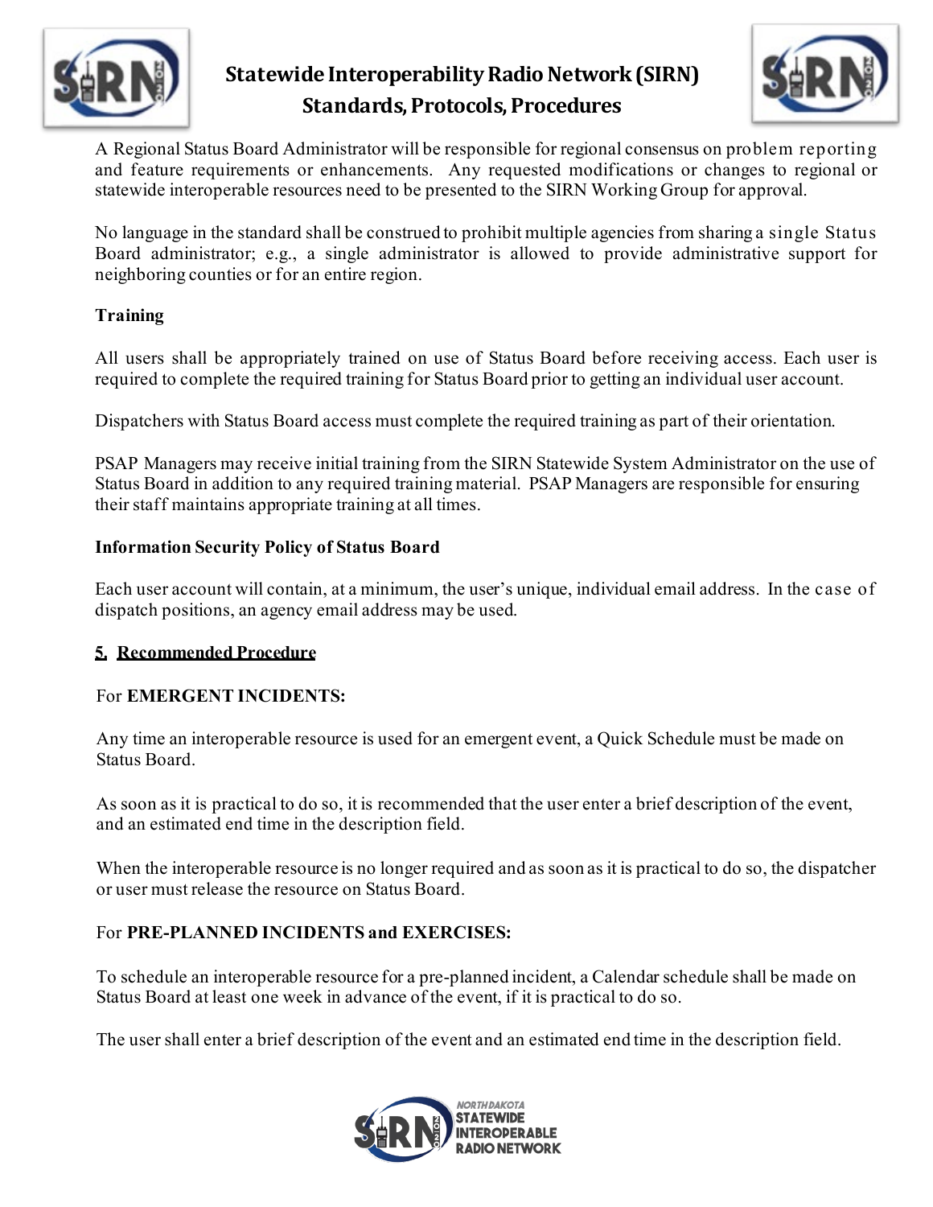A Regional Status Board Administrator will be responsible for regional consensus on problem reporting and feature requirements or enhancements. Any requested modifications or changes to regional or statewide interoperable resources need to be presented to the SIRN Working Group for approval.

No language in the standard shall be construed to prohibit multiple agencies from sharing a single Status Board administrator; e.g., a single administrator is allowed to provide administrative support for neighboring counties or for an entire region.

**Training**

All users shall be appropriately trained on use of Status Board before receiving access. Each user is required to complete the required training for Status Board prior to getting an individual user account.

Dispatchers with Status Board access must complete the required training as part of their orientation.

PSAP Managers may receive initial training from the SIRN Statewide System Administrator on the use of Status Board in addition to any required training material. PSAP Managers are responsible for ensuring their staff maintains appropriate training at all times.

**Information Security Policy of Status Board**

Each user account will contain, at a minimum, the user's unique, individual email address. In the case of dispatch positions, an agency email address may be used.

## 5. Recommended Procedure

For **EMERGENT INCIDENTS:**

Any time an interoperable resource is used for an emergent event, a Quick Schedule must be made on Status Board.

As soon as it is practical to do so, it is recommended that the user enter a brief description of the event, and an estimated end time in the description field.

When the interoperable resource is no longer required and as soon as it is practical to do so, the dispatcher or user must release the resource on Status Board.

For **PRE-PLANNED INCIDENTS and EXERCISES:**

To schedule an interoperable resource for a pre-planned incident, a Calendar schedule shall be made on Status Board at least one week in advance of the event, if it is practical to do so.

The user shall enter a brief description of the event and an estimated end time in the description field.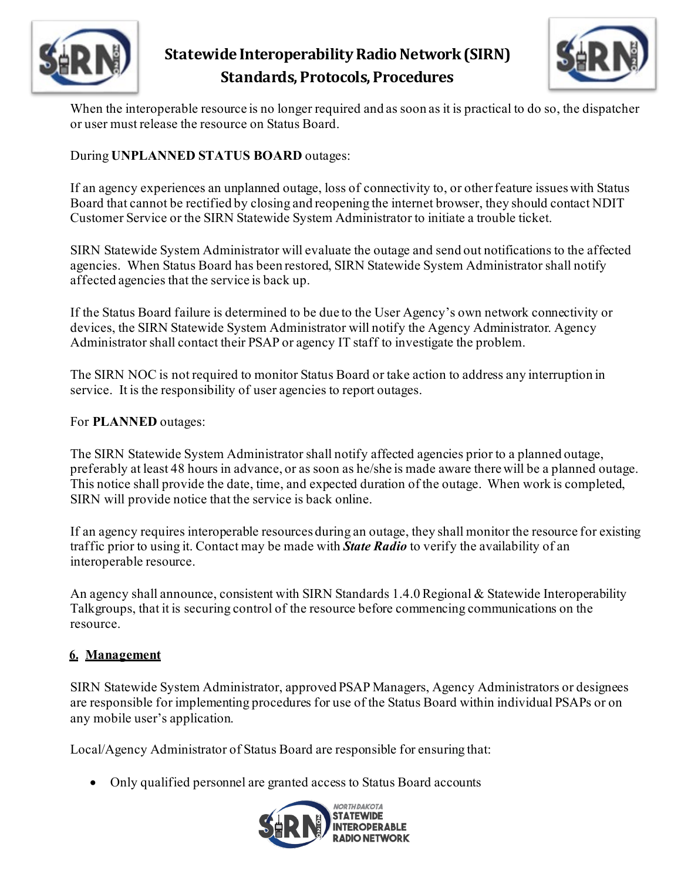When the interoperable resource is no longer required and as soon as it is practical to do so, the dispatcher or user must release the resource on Status Board.

During **UNPLANNED STATUS BOARD** outages:

If an agency experiences an unplanned outage, loss of connectivity to, or other feature issues with Status Board that cannot be rectified by closing and reopening the internet browser, they should contact NDIT Customer Service or the SIRN Statewide System Administrator to initiate a trouble ticket.

SIRN Statewide System Administrator will evaluate the outage and send out notifications to the affected agencies. When Status Board has been restored, SIRN Statewide System Administrator shall notify affected agencies that the service is back up.

If the Status Board failure is determined to be due to the User Agency's own network connectivity or devices, the SIRN Statewide System Administrator will notify the Agency Administrator. Agency Administrator shall contact their PSAP or agency IT staff to investigate the problem.

The SIRN NOC is not required to monitor Status Board or take action to address any interruption in service. It is the responsibility of user agencies to report outages.

For **PLANNED** outages:

The SIRN Statewide System Administrator shall notify affected agencies prior to a planned outage, preferably at least 48 hours in advance, or as soon as he/she is made aware there will be a planned outage. This notice shall provide the date, time, and expected duration of the outage. When work is completed, SIRN will provide notice that the service is back online.

If an agency requires interoperable resources during an outage, they shall monitor the resource for existing traffic prior to using it. Contact may be made with ***State Radio*** to verify the availability of an interoperable resource.

An agency shall announce, consistent with SIRN Standards 1.4.0 Regional & Statewide Interoperability Talkgroups, that it is securing control of the resource before commencing communications on the resource.

## 6. Management

SIRN Statewide System Administrator, approved PSAP Managers, Agency Administrators or designees are responsible for implementing procedures for use of the Status Board within individual PSAPs or on any mobile user's application.

Local/Agency Administrator of Status Board are responsible for ensuring that:

- Only qualified personnel are granted access to Status Board accounts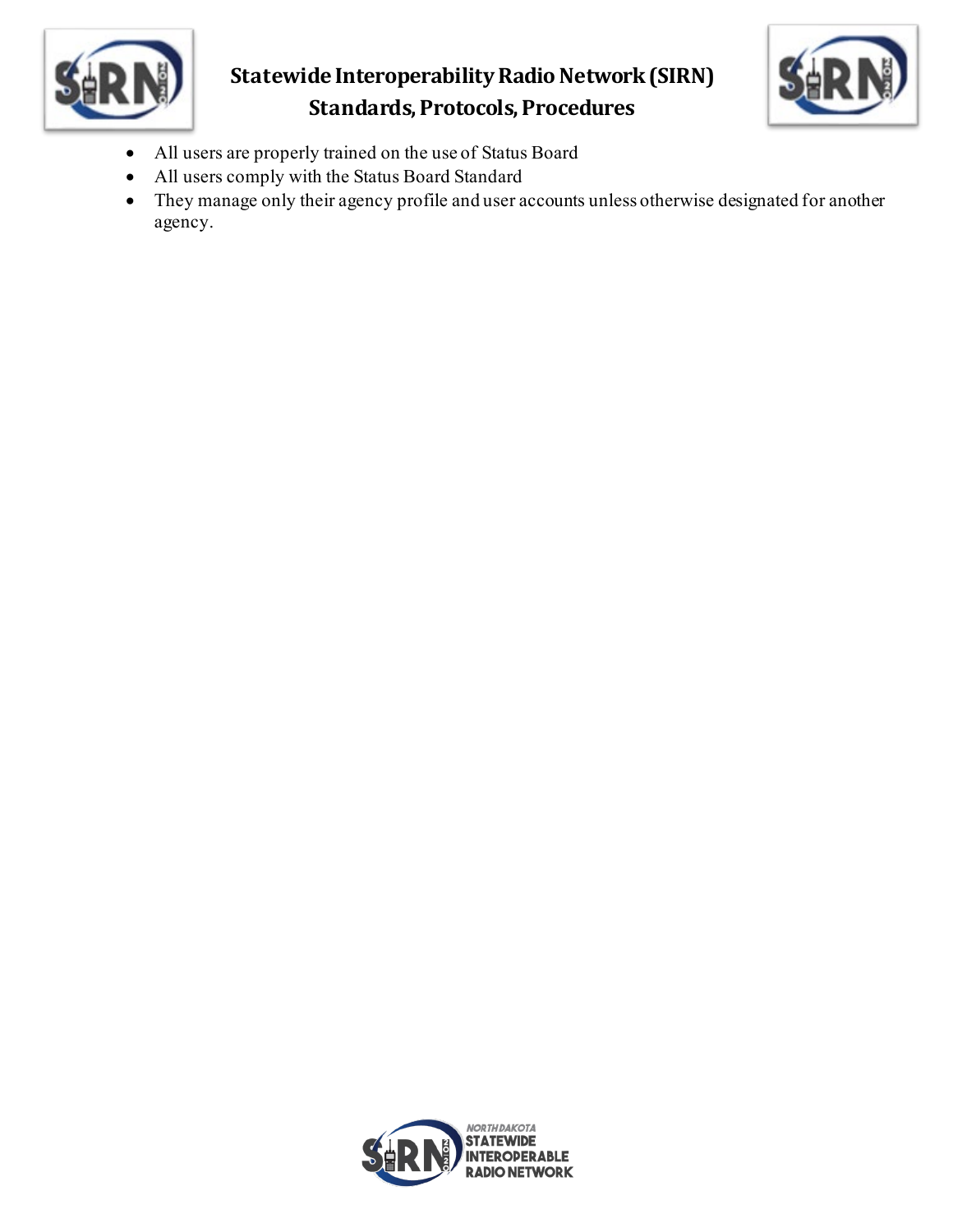- All users are properly trained on the use of Status Board
- All users comply with the Status Board Standard
- They manage only their agency profile and user accounts unless otherwise designated for another agency.